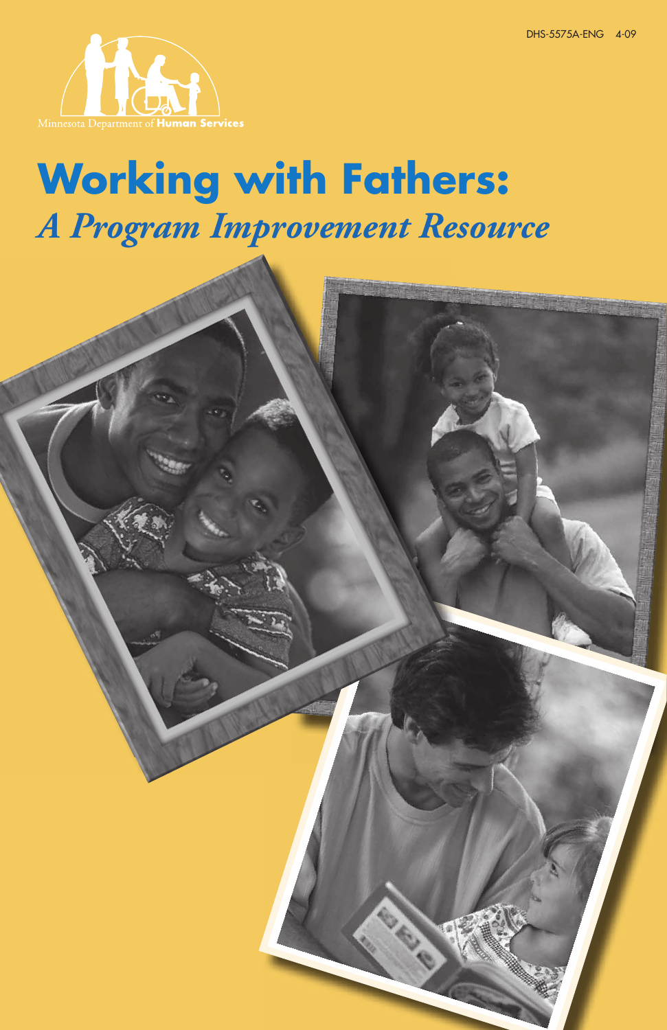DHS-5575A-ENG 4-09

Minnesota Department of **Human Services**

# Working with Fathers:
## *A Program Improvement Resource*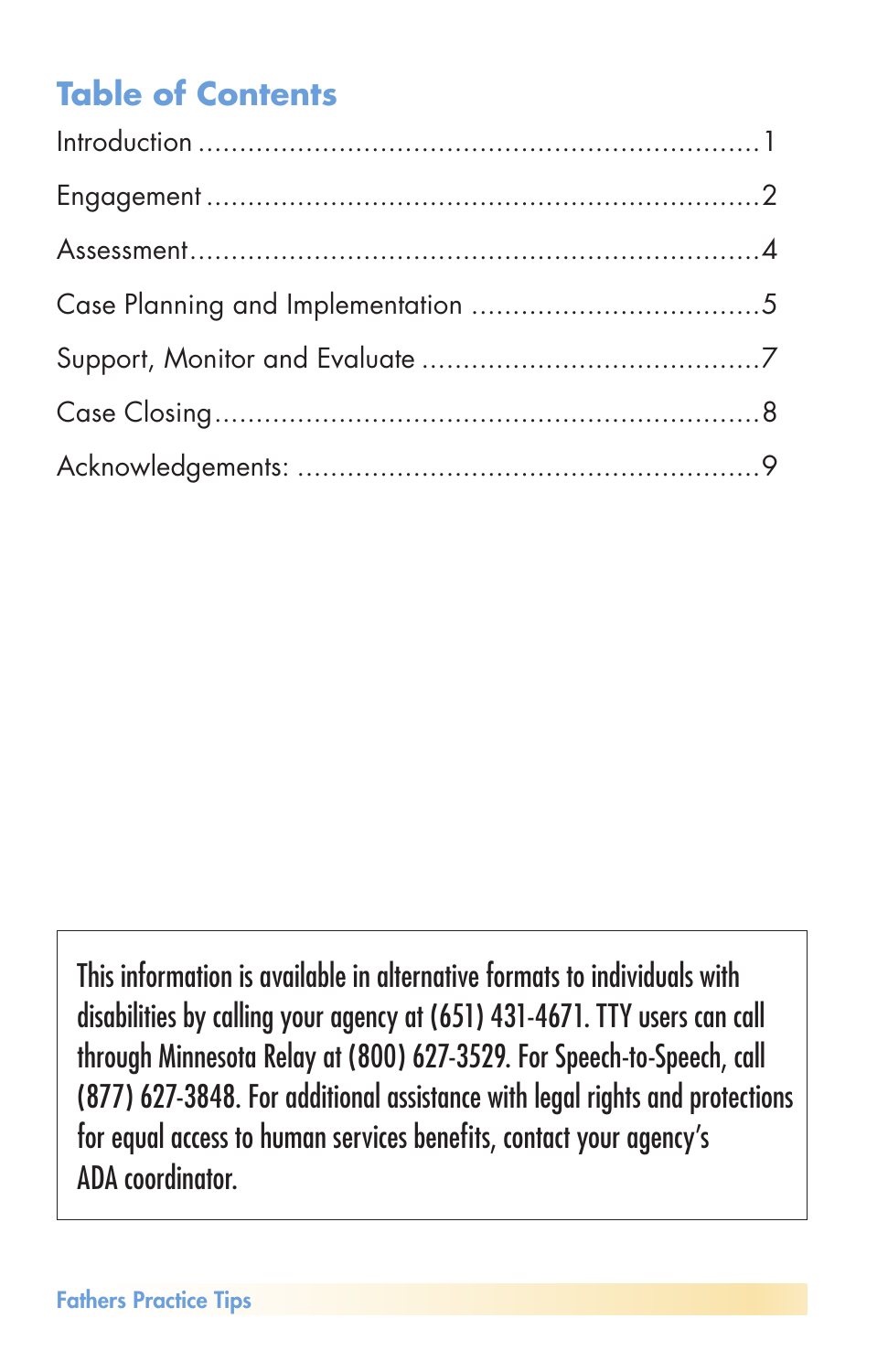## Table of Contents

| | |
|---|---|
| Introduction | 1 |
| Engagement | 2 |
| Assessment | 4 |
| Case Planning and Implementation | 5 |
| Support, Monitor and Evaluate | 7 |
| Case Closing | 8 |
| Acknowledgements: | 9 |

This information is available in alternative formats to individuals with disabilities by calling your agency at (651) 431-4671. TTY users can call through Minnesota Relay at (800) 627-3529. For Speech-to-Speech, call (877) 627-3848. For additional assistance with legal rights and protections for equal access to human services benefits, contact your agency's ADA coordinator.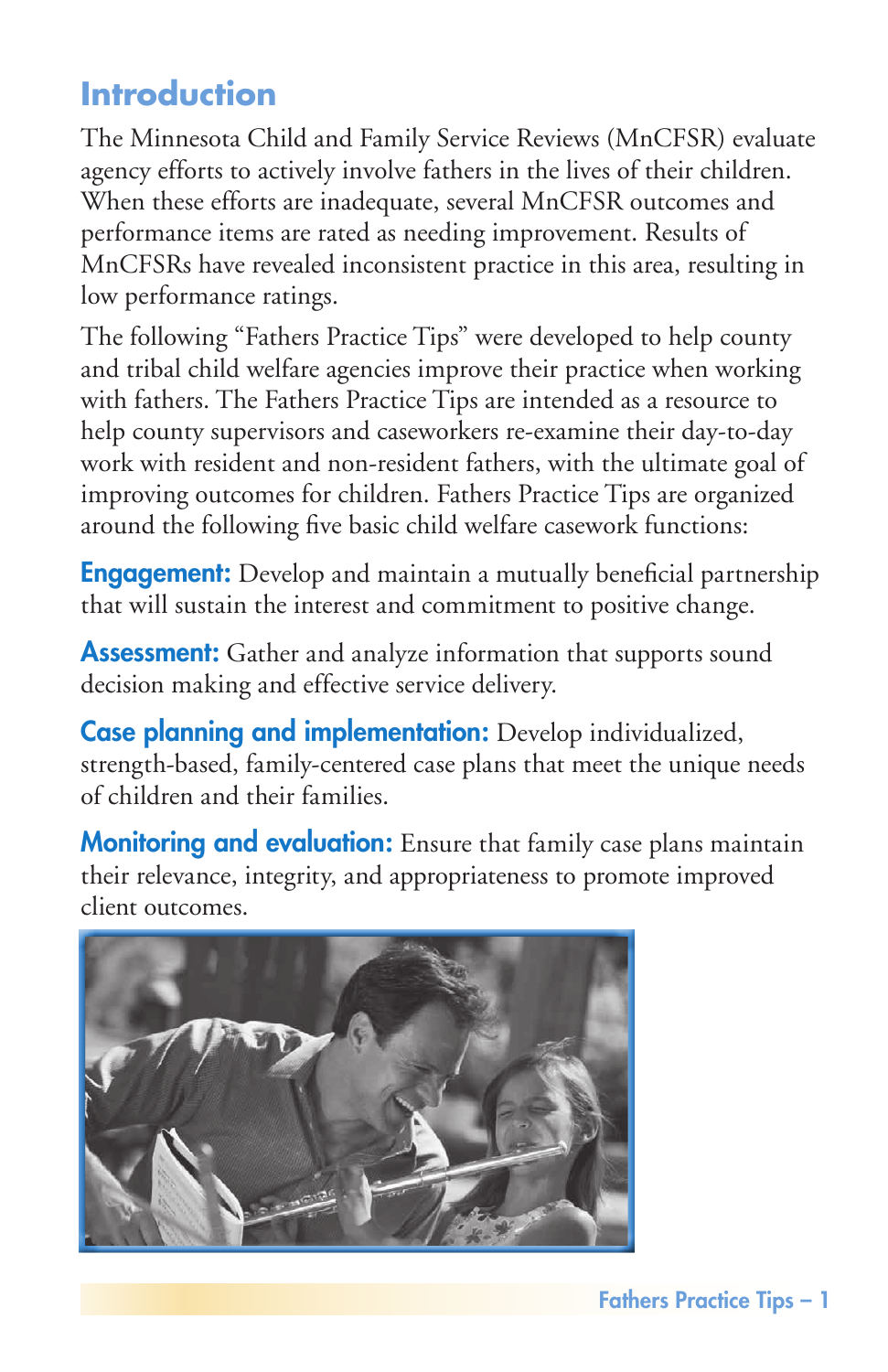## Introduction

The Minnesota Child and Family Service Reviews (MnCFSR) evaluate agency efforts to actively involve fathers in the lives of their children. When these efforts are inadequate, several MnCFSR outcomes and performance items are rated as needing improvement. Results of MnCFSRs have revealed inconsistent practice in this area, resulting in low performance ratings.

The following "Fathers Practice Tips" were developed to help county and tribal child welfare agencies improve their practice when working with fathers. The Fathers Practice Tips are intended as a resource to help county supervisors and caseworkers re-examine their day-to-day work with resident and non-resident fathers, with the ultimate goal of improving outcomes for children. Fathers Practice Tips are organized around the following five basic child welfare casework functions:

**Engagement:** Develop and maintain a mutually beneficial partnership that will sustain the interest and commitment to positive change.

**Assessment:** Gather and analyze information that supports sound decision making and effective service delivery.

**Case planning and implementation:** Develop individualized, strength-based, family-centered case plans that meet the unique needs of children and their families.

**Monitoring and evaluation:** Ensure that family case plans maintain their relevance, integrity, and appropriateness to promote improved client outcomes.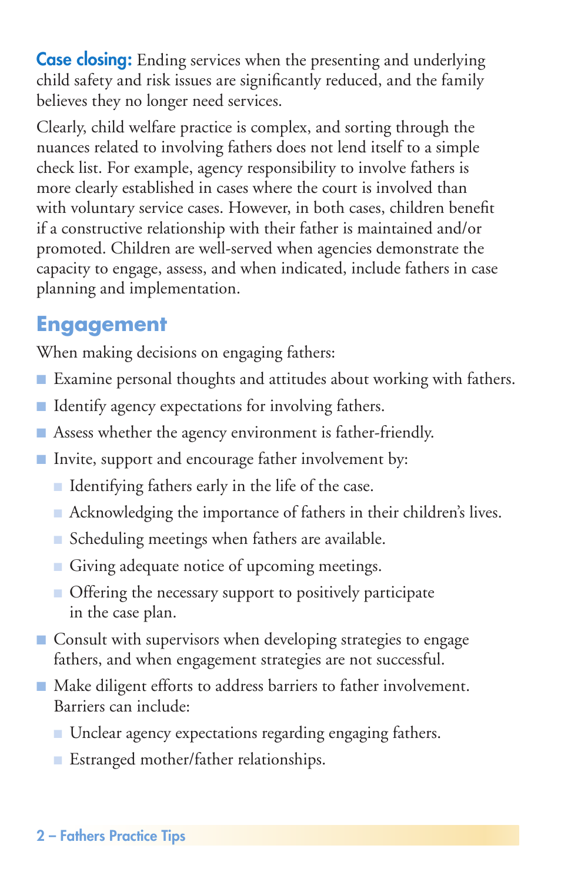**Case closing:** Ending services when the presenting and underlying child safety and risk issues are significantly reduced, and the family believes they no longer need services.

Clearly, child welfare practice is complex, and sorting through the nuances related to involving fathers does not lend itself to a simple check list. For example, agency responsibility to involve fathers is more clearly established in cases where the court is involved than with voluntary service cases. However, in both cases, children benefit if a constructive relationship with their father is maintained and/or promoted. Children are well-served when agencies demonstrate the capacity to engage, assess, and when indicated, include fathers in case planning and implementation.

## Engagement

When making decisions on engaging fathers:

- Examine personal thoughts and attitudes about working with fathers.
- Identify agency expectations for involving fathers.
- Assess whether the agency environment is father-friendly.
- Invite, support and encourage father involvement by:
  - Identifying fathers early in the life of the case.
  - Acknowledging the importance of fathers in their children's lives.
  - Scheduling meetings when fathers are available.
  - Giving adequate notice of upcoming meetings.
  - Offering the necessary support to positively participate in the case plan.
- Consult with supervisors when developing strategies to engage fathers, and when engagement strategies are not successful.
- Make diligent efforts to address barriers to father involvement. Barriers can include:
  - Unclear agency expectations regarding engaging fathers.
  - Estranged mother/father relationships.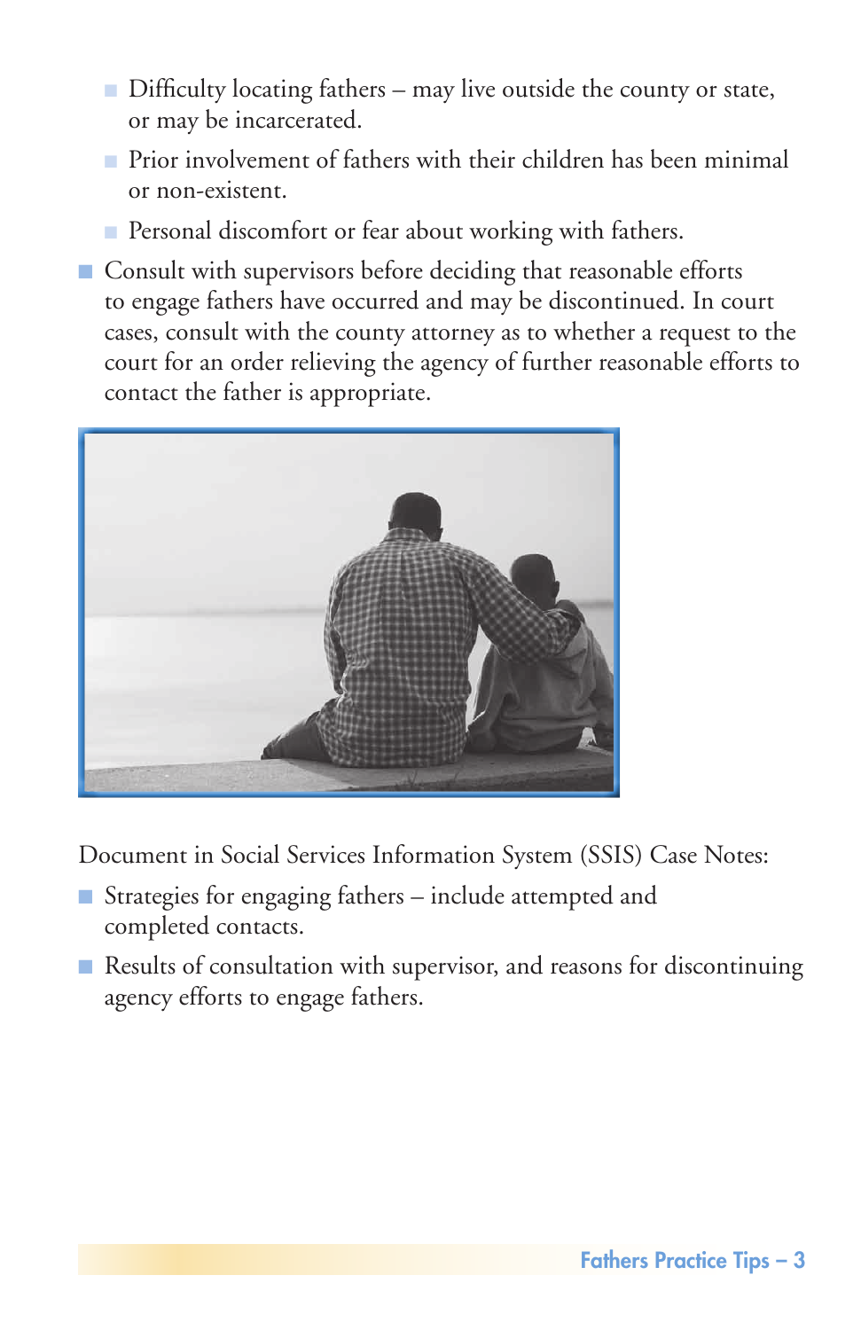- Difficulty locating fathers – may live outside the county or state, or may be incarcerated.
  - Prior involvement of fathers with their children has been minimal or non-existent.
  - Personal discomfort or fear about working with fathers.
- Consult with supervisors before deciding that reasonable efforts to engage fathers have occurred and may be discontinued. In court cases, consult with the county attorney as to whether a request to the court for an order relieving the agency of further reasonable efforts to contact the father is appropriate.

Document in Social Services Information System (SSIS) Case Notes:

- Strategies for engaging fathers – include attempted and completed contacts.
- Results of consultation with supervisor, and reasons for discontinuing agency efforts to engage fathers.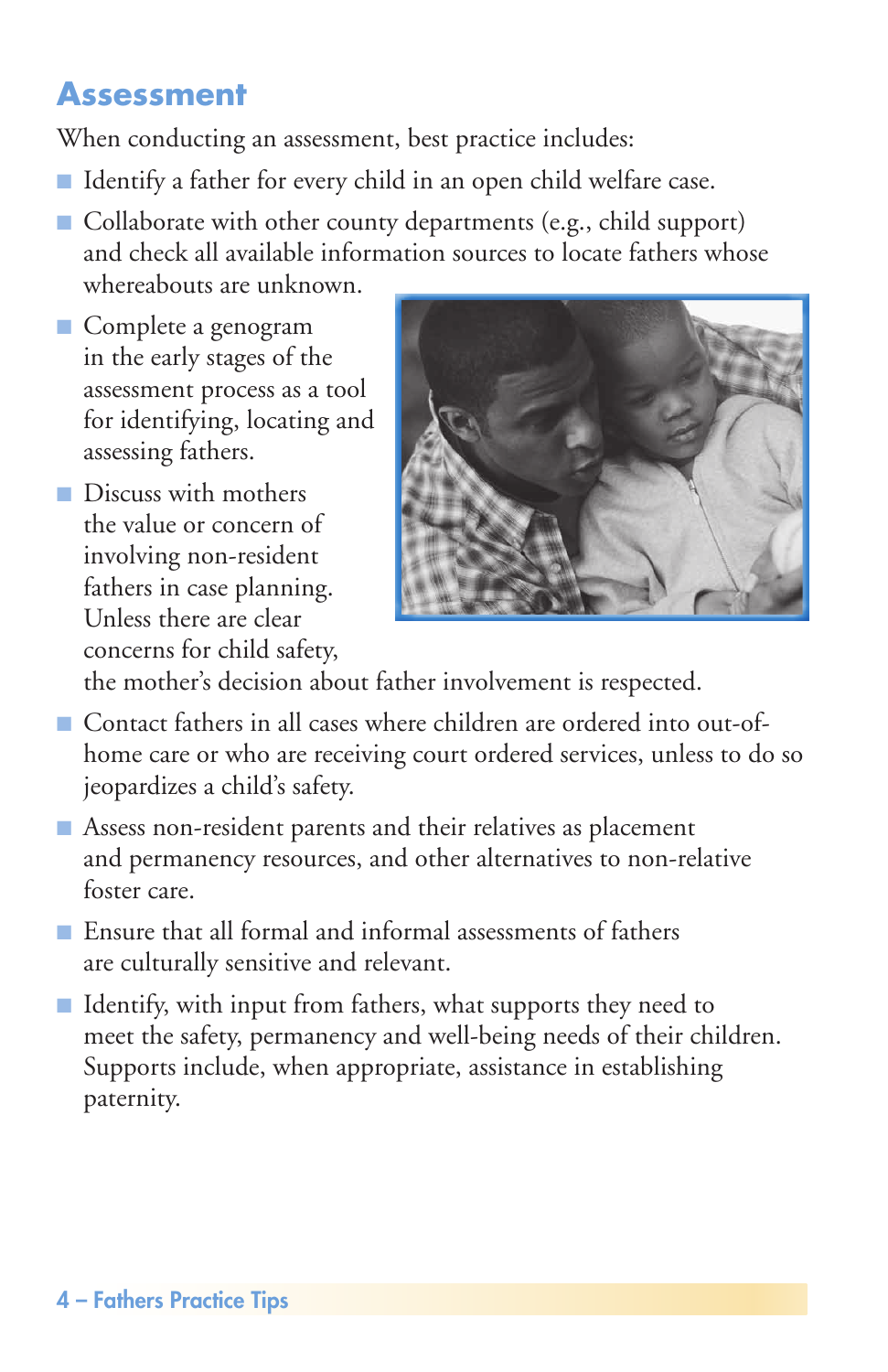## Assessment

When conducting an assessment, best practice includes:

- Identify a father for every child in an open child welfare case.
- Collaborate with other county departments (e.g., child support) and check all available information sources to locate fathers whose whereabouts are unknown.
- Complete a genogram in the early stages of the assessment process as a tool for identifying, locating and assessing fathers.
- Discuss with mothers the value or concern of involving non-resident fathers in case planning. Unless there are clear concerns for child safety, the mother's decision about father involvement is respected.
- Contact fathers in all cases where children are ordered into out-of-home care or who are receiving court ordered services, unless to do so jeopardizes a child's safety.
- Assess non-resident parents and their relatives as placement and permanency resources, and other alternatives to non-relative foster care.
- Ensure that all formal and informal assessments of fathers are culturally sensitive and relevant.
- Identify, with input from fathers, what supports they need to meet the safety, permanency and well-being needs of their children. Supports include, when appropriate, assistance in establishing paternity.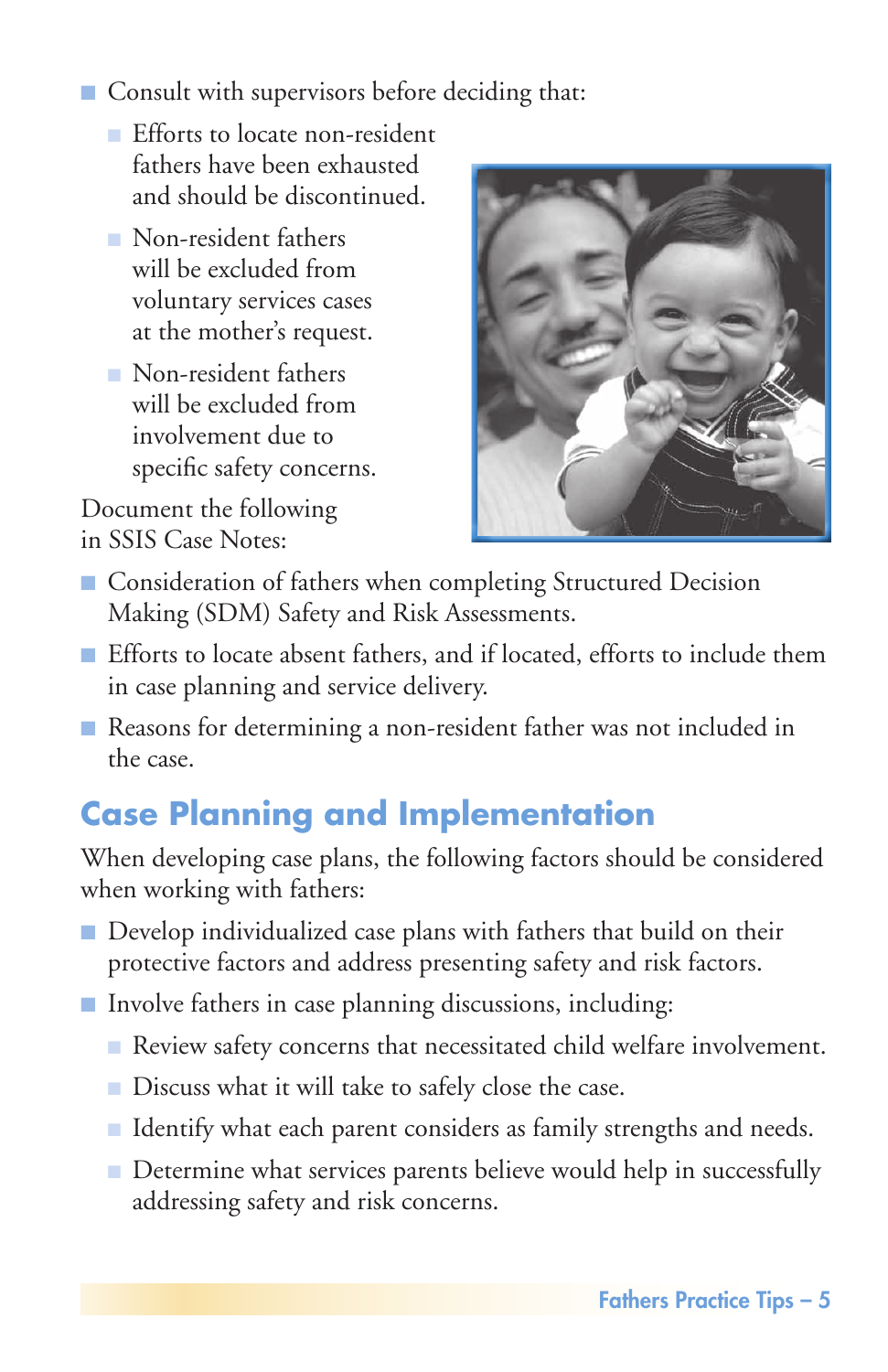- Consult with supervisors before deciding that:
  - Efforts to locate non-resident fathers have been exhausted and should be discontinued.
  - Non-resident fathers will be excluded from voluntary services cases at the mother's request.
  - Non-resident fathers will be excluded from involvement due to specific safety concerns.

Document the following in SSIS Case Notes:

- Consideration of fathers when completing Structured Decision Making (SDM) Safety and Risk Assessments.
- Efforts to locate absent fathers, and if located, efforts to include them in case planning and service delivery.
- Reasons for determining a non-resident father was not included in the case.

## Case Planning and Implementation

When developing case plans, the following factors should be considered when working with fathers:

- Develop individualized case plans with fathers that build on their protective factors and address presenting safety and risk factors.
- Involve fathers in case planning discussions, including:
  - Review safety concerns that necessitated child welfare involvement.
  - Discuss what it will take to safely close the case.
  - Identify what each parent considers as family strengths and needs.
  - Determine what services parents believe would help in successfully addressing safety and risk concerns.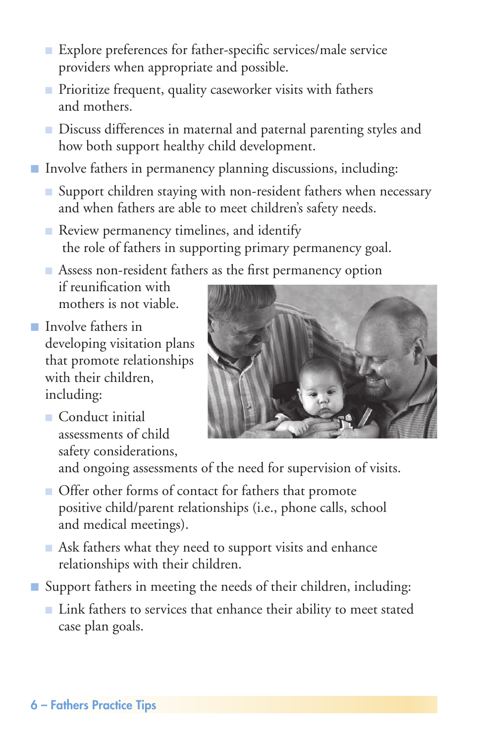- Explore preferences for father-specific services/male service providers when appropriate and possible.
  - Prioritize frequent, quality caseworker visits with fathers and mothers.
  - Discuss differences in maternal and paternal parenting styles and how both support healthy child development.
- Involve fathers in permanency planning discussions, including:
  - Support children staying with non-resident fathers when necessary and when fathers are able to meet children's safety needs.
  - Review permanency timelines, and identify the role of fathers in supporting primary permanency goal.
  - Assess non-resident fathers as the first permanency option if reunification with mothers is not viable.
- Involve fathers in developing visitation plans that promote relationships with their children, including:
  - Conduct initial assessments of child safety considerations, and ongoing assessments of the need for supervision of visits.
  - Offer other forms of contact for fathers that promote positive child/parent relationships (i.e., phone calls, school and medical meetings).
  - Ask fathers what they need to support visits and enhance relationships with their children.
- Support fathers in meeting the needs of their children, including:
  - Link fathers to services that enhance their ability to meet stated case plan goals.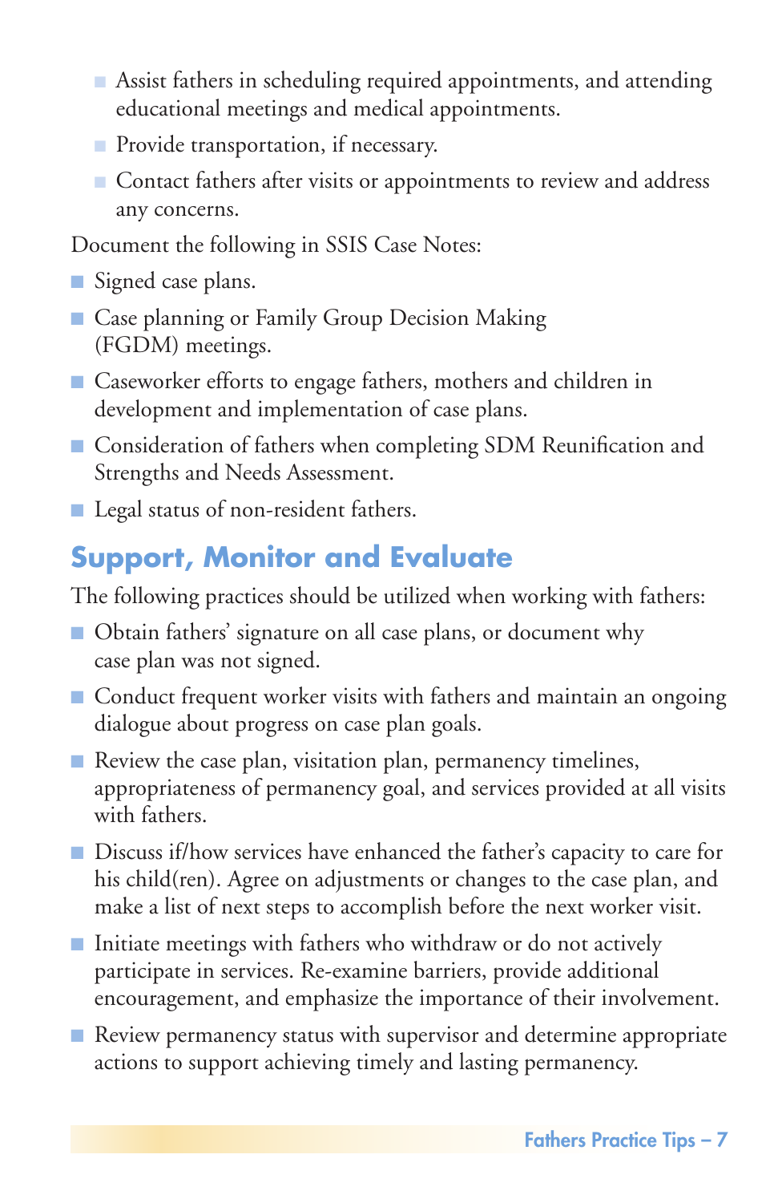- Assist fathers in scheduling required appointments, and attending educational meetings and medical appointments.
  - Provide transportation, if necessary.
  - Contact fathers after visits or appointments to review and address any concerns.

Document the following in SSIS Case Notes:

- Signed case plans.
- Case planning or Family Group Decision Making (FGDM) meetings.
- Caseworker efforts to engage fathers, mothers and children in development and implementation of case plans.
- Consideration of fathers when completing SDM Reunification and Strengths and Needs Assessment.
- Legal status of non-resident fathers.

## Support, Monitor and Evaluate

The following practices should be utilized when working with fathers:

- Obtain fathers' signature on all case plans, or document why case plan was not signed.
- Conduct frequent worker visits with fathers and maintain an ongoing dialogue about progress on case plan goals.
- Review the case plan, visitation plan, permanency timelines, appropriateness of permanency goal, and services provided at all visits with fathers.
- Discuss if/how services have enhanced the father's capacity to care for his child(ren). Agree on adjustments or changes to the case plan, and make a list of next steps to accomplish before the next worker visit.
- Initiate meetings with fathers who withdraw or do not actively participate in services. Re-examine barriers, provide additional encouragement, and emphasize the importance of their involvement.
- Review permanency status with supervisor and determine appropriate actions to support achieving timely and lasting permanency.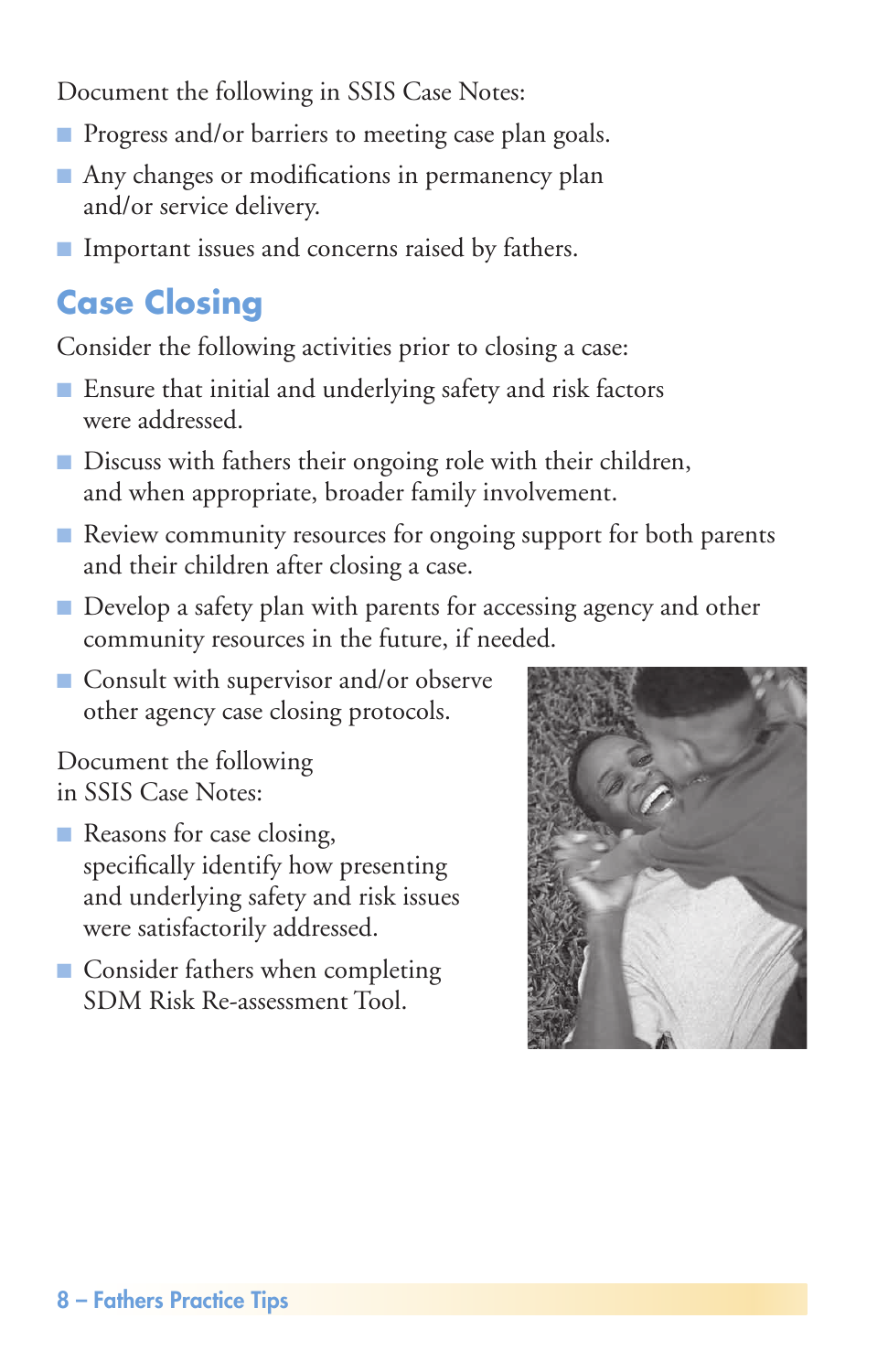Document the following in SSIS Case Notes:

- Progress and/or barriers to meeting case plan goals.
- Any changes or modifications in permanency plan and/or service delivery.
- Important issues and concerns raised by fathers.

## Case Closing

Consider the following activities prior to closing a case:

- Ensure that initial and underlying safety and risk factors were addressed.
- Discuss with fathers their ongoing role with their children, and when appropriate, broader family involvement.
- Review community resources for ongoing support for both parents and their children after closing a case.
- Develop a safety plan with parents for accessing agency and other community resources in the future, if needed.
- Consult with supervisor and/or observe other agency case closing protocols.

Document the following in SSIS Case Notes:

- Reasons for case closing, specifically identify how presenting and underlying safety and risk issues were satisfactorily addressed.
- Consider fathers when completing SDM Risk Re-assessment Tool.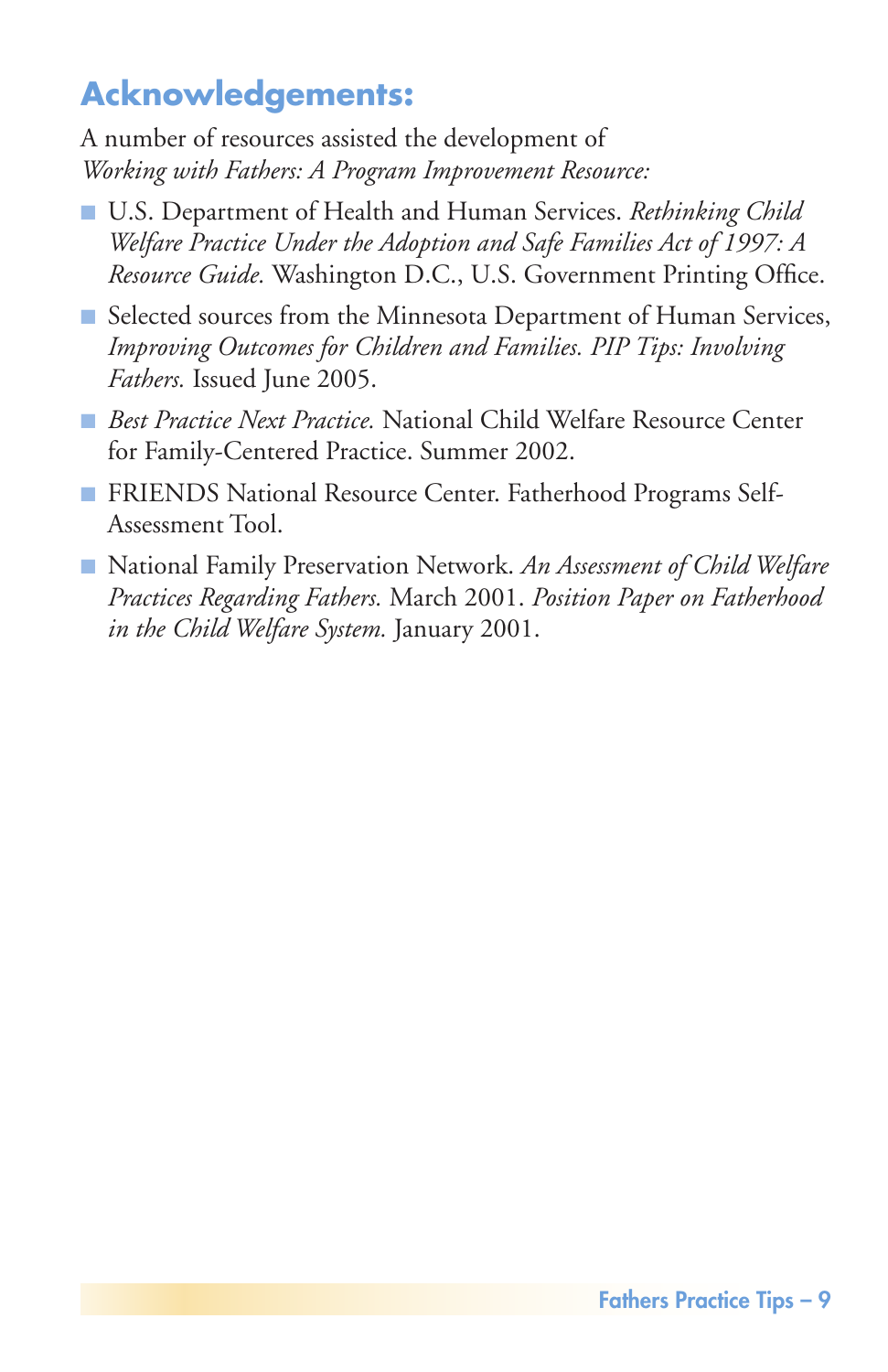## Acknowledgements:

A number of resources assisted the development of *Working with Fathers: A Program Improvement Resource:*

- U.S. Department of Health and Human Services. *Rethinking Child Welfare Practice Under the Adoption and Safe Families Act of 1997: A Resource Guide.* Washington D.C., U.S. Government Printing Office.
- Selected sources from the Minnesota Department of Human Services, *Improving Outcomes for Children and Families. PIP Tips: Involving Fathers.* Issued June 2005.
- *Best Practice Next Practice.* National Child Welfare Resource Center for Family-Centered Practice. Summer 2002.
- FRIENDS National Resource Center. Fatherhood Programs Self-Assessment Tool.
- National Family Preservation Network. *An Assessment of Child Welfare Practices Regarding Fathers.* March 2001. *Position Paper on Fatherhood in the Child Welfare System.* January 2001.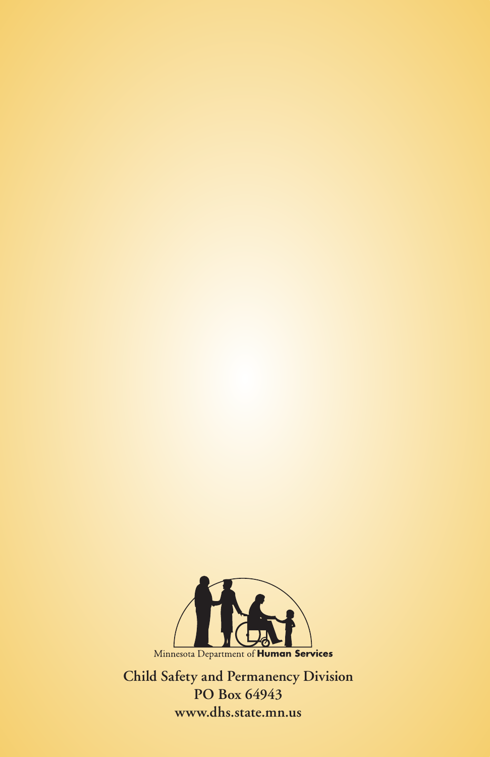Minnesota Department of **Human Services**

**Child Safety and Permanency Division**
**PO Box 64943**
**www.dhs.state.mn.us**